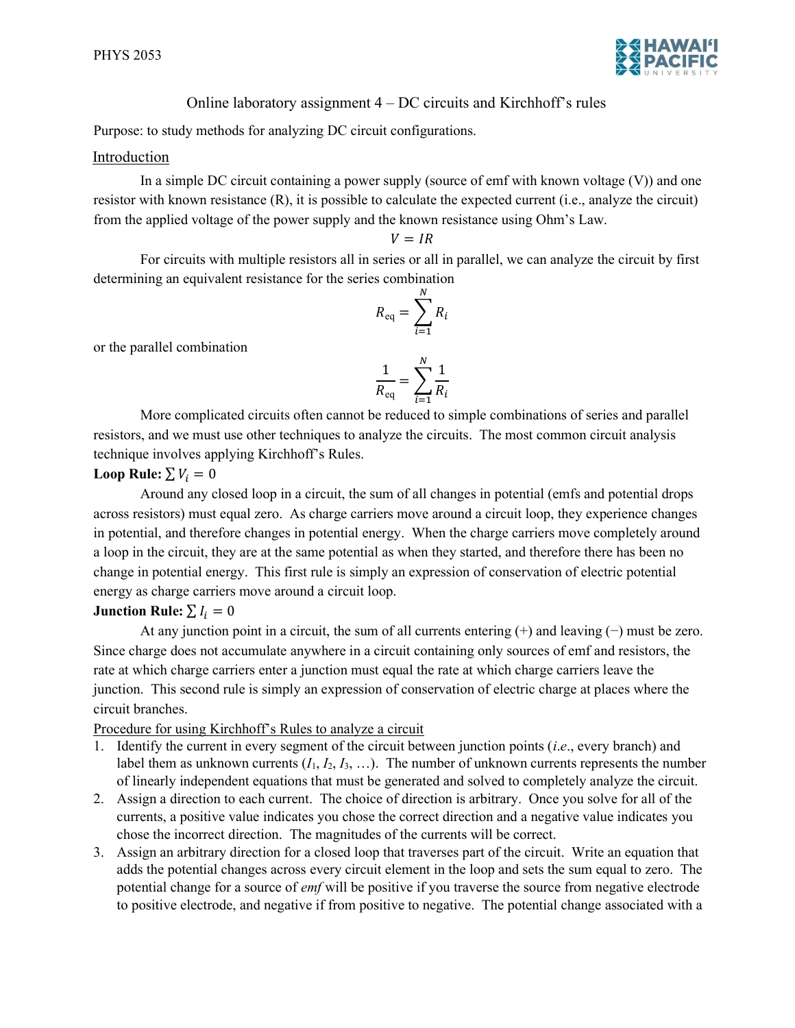# Online laboratory assignment 4 – DC circuits and Kirchhoff's rules

Purpose: to study methods for analyzing DC circuit configurations.

## Introduction

In a simple DC circuit containing a power supply (source of emf with known voltage (V)) and one resistor with known resistance (R), it is possible to calculate the expected current (i.e., analyze the circuit) from the applied voltage of the power supply and the known resistance using Ohm's Law.

$$V = IR$$

For circuits with multiple resistors all in series or all in parallel, we can analyze the circuit by first determining an equivalent resistance for the series combination

$$R_{\text{eq}} = \sum_{i=1}^{N} R_i$$

or the parallel combination

$$\frac{1}{R_{\text{eq}}} = \sum_{i=1}^{N} \frac{1}{R_i}$$

More complicated circuits often cannot be reduced to simple combinations of series and parallel resistors, and we must use other techniques to analyze the circuits. The most common circuit analysis technique involves applying Kirchhoff's Rules.

**Loop Rule:** $\sum V_i = 0$

Around any closed loop in a circuit, the sum of all changes in potential (emfs and potential drops across resistors) must equal zero. As charge carriers move around a circuit loop, they experience changes in potential, and therefore changes in potential energy. When the charge carriers move completely around a loop in the circuit, they are at the same potential as when they started, and therefore there has been no change in potential energy. This first rule is simply an expression of conservation of electric potential energy as charge carriers move around a circuit loop.

**Junction Rule:** $\sum I_i = 0$

At any junction point in a circuit, the sum of all currents entering (+) and leaving (−) must be zero. Since charge does not accumulate anywhere in a circuit containing only sources of emf and resistors, the rate at which charge carriers enter a junction must equal the rate at which charge carriers leave the junction. This second rule is simply an expression of conservation of electric charge at places where the circuit branches.

### Procedure for using Kirchhoff's Rules to analyze a circuit

1. Identify the current in every segment of the circuit between junction points (*i.e.*, every branch) and label them as unknown currents ($I_1$, $I_2$, $I_3$, …). The number of unknown currents represents the number of linearly independent equations that must be generated and solved to completely analyze the circuit.
2. Assign a direction to each current. The choice of direction is arbitrary. Once you solve for all of the currents, a positive value indicates you chose the correct direction and a negative value indicates you chose the incorrect direction. The magnitudes of the currents will be correct.
3. Assign an arbitrary direction for a closed loop that traverses part of the circuit. Write an equation that adds the potential changes across every circuit element in the loop and sets the sum equal to zero. The potential change for a source of *emf* will be positive if you traverse the source from negative electrode to positive electrode, and negative if from positive to negative. The potential change associated with a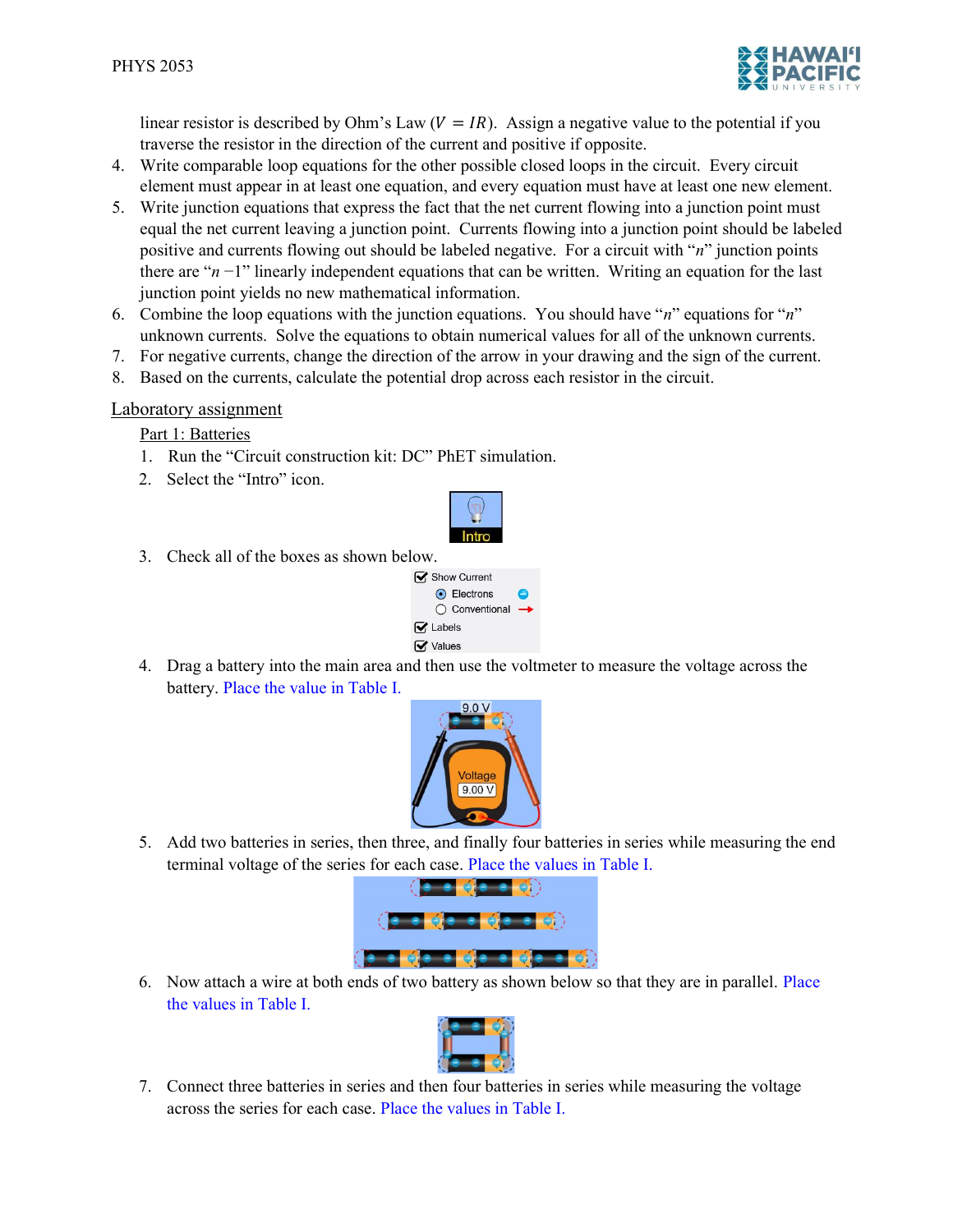linear resistor is described by Ohm's Law ($V = IR$). Assign a negative value to the potential if you traverse the resistor in the direction of the current and positive if opposite.

4. Write comparable loop equations for the other possible closed loops in the circuit. Every circuit element must appear in at least one equation, and every equation must have at least one new element.
5. Write junction equations that express the fact that the net current flowing into a junction point must equal the net current leaving a junction point. Currents flowing into a junction point should be labeled positive and currents flowing out should be labeled negative. For a circuit with "$n$" junction points there are "$n$ −1" linearly independent equations that can be written. Writing an equation for the last junction point yields no new mathematical information.
6. Combine the loop equations with the junction equations. You should have "$n$" equations for "$n$" unknown currents. Solve the equations to obtain numerical values for all of the unknown currents.
7. For negative currents, change the direction of the arrow in your drawing and the sign of the current.
8. Based on the currents, calculate the potential drop across each resistor in the circuit.

## Laboratory assignment

### Part 1: Batteries

1. Run the "Circuit construction kit: DC" PhET simulation.
2. Select the "Intro" icon.
3. Check all of the boxes as shown below.
4. Drag a battery into the main area and then use the voltmeter to measure the voltage across the battery. Place the value in Table I.
5. Add two batteries in series, then three, and finally four batteries in series while measuring the end terminal voltage of the series for each case. Place the values in Table I.
6. Now attach a wire at both ends of two battery as shown below so that they are in parallel. Place the values in Table I.
7. Connect three batteries in series and then four batteries in series while measuring the voltage across the series for each case. Place the values in Table I.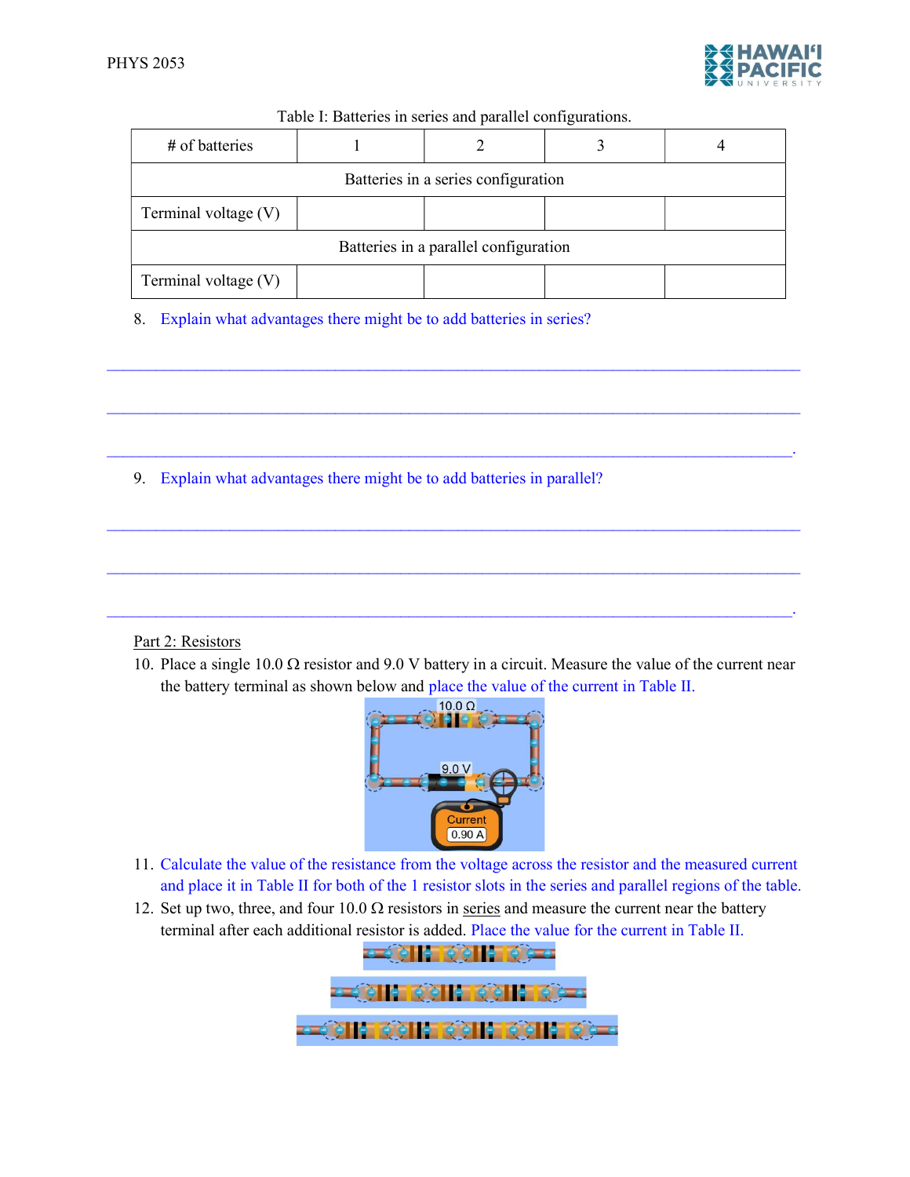Table I: Batteries in series and parallel configurations.

| # of batteries | 1 | 2 | 3 | 4 |
|---|---|---|---|---|
| Batteries in a series configuration | | | | |
| Terminal voltage (V) | | | | |
| Batteries in a parallel configuration | | | | |
| Terminal voltage (V) | | | | |

8. Explain what advantages there might be to add batteries in series?

_______________________________________________________________________________

_______________________________________________________________________________

______________________________________________________________________________.

9. Explain what advantages there might be to add batteries in parallel?

_______________________________________________________________________________

_______________________________________________________________________________

______________________________________________________________________________.

Part 2: Resistors

10. Place a single 10.0 Ω resistor and 9.0 V battery in a circuit. Measure the value of the current near the battery terminal as shown below and place the value of the current in Table II.

11. Calculate the value of the resistance from the voltage across the resistor and the measured current and place it in Table II for both of the 1 resistor slots in the series and parallel regions of the table.
12. Set up two, three, and four 10.0 Ω resistors in series and measure the current near the battery terminal after each additional resistor is added. Place the value for the current in Table II.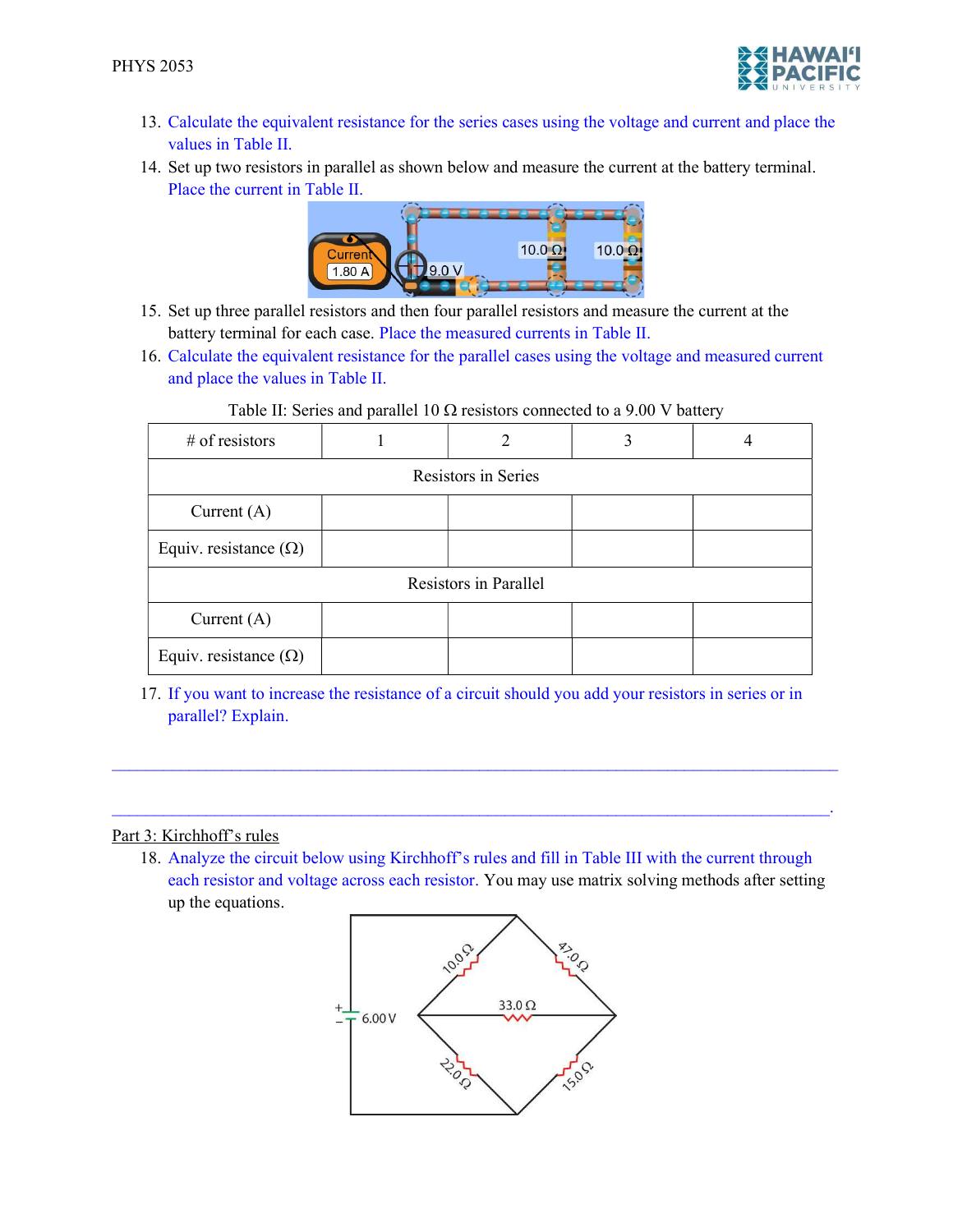13. Calculate the equivalent resistance for the series cases using the voltage and current and place the values in Table II.
14. Set up two resistors in parallel as shown below and measure the current at the battery terminal. Place the current in Table II.
15. Set up three parallel resistors and then four parallel resistors and measure the current at the battery terminal for each case. Place the measured currents in Table II.
16. Calculate the equivalent resistance for the parallel cases using the voltage and measured current and place the values in Table II.

Table II: Series and parallel 10 Ω resistors connected to a 9.00 V battery

| # of resistors | 1 | 2 | 3 | 4 |
|---|---|---|---|---|
| Resistors in Series | | | | |
| Current (A) | | | | |
| Equiv. resistance (Ω) | | | | |
| Resistors in Parallel | | | | |
| Current (A) | | | | |
| Equiv. resistance (Ω) | | | | |

17. If you want to increase the resistance of a circuit should you add your resistors in series or in parallel? Explain.

______________________________________________________________________________

_____________________________________________________________________________.

Part 3: Kirchhoff's rules

18. Analyze the circuit below using Kirchhoff's rules and fill in Table III with the current through each resistor and voltage across each resistor. You may use matrix solving methods after setting up the equations.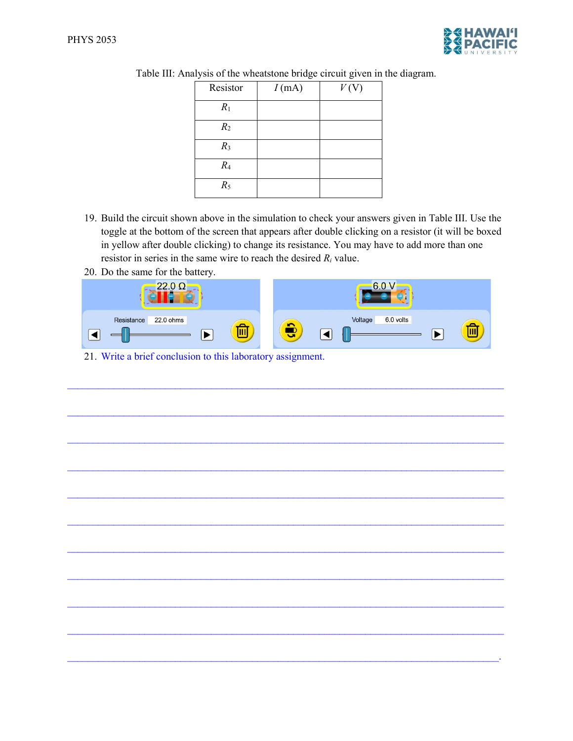Table III: Analysis of the wheatstone bridge circuit given in the diagram.

| Resistor | $I$ (mA) | $V$ (V) |
|---|---|---|
| $R_1$ | | |
| $R_2$ | | |
| $R_3$ | | |
| $R_4$ | | |
| $R_5$ | | |

19. Build the circuit shown above in the simulation to check your answers given in Table III. Use the toggle at the bottom of the screen that appears after double clicking on a resistor (it will be boxed in yellow after double clicking) to change its resistance. You may have to add more than one resistor in series in the same wire to reach the desired $R_i$ value.
20. Do the same for the battery.

22.0 Ω

Resistance 22.0 ohms

6.0 V

Voltage 6.0 volts

21. Write a brief conclusion to this laboratory assignment.

___________________________________________________________________________

___________________________________________________________________________

___________________________________________________________________________

___________________________________________________________________________

___________________________________________________________________________

___________________________________________________________________________

___________________________________________________________________________

___________________________________________________________________________

___________________________________________________________________________

___________________________________________________________________________

___________________________________________________________________________.